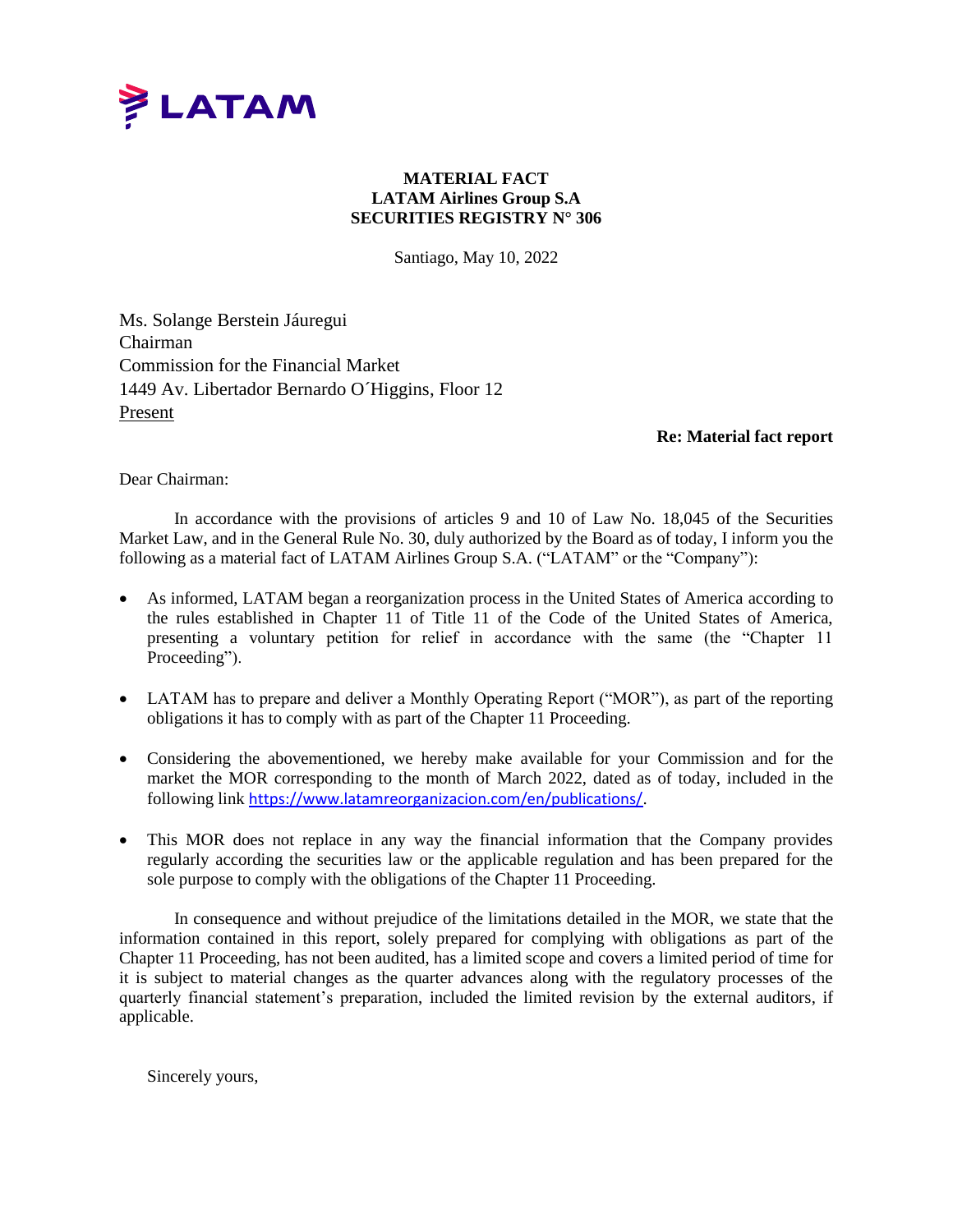LATAM

**MATERIAL FACT**
**LATAM Airlines Group S.A**
**SECURITIES REGISTRY N° 306**

Santiago, May 10, 2022

Ms. Solange Berstein Jáuregui
Chairman
Commission for the Financial Market
1449 Av. Libertador Bernardo O´Higgins, Floor 12
Present

**Re: Material fact report**

Dear Chairman:

In accordance with the provisions of articles 9 and 10 of Law No. 18,045 of the Securities Market Law, and in the General Rule No. 30, duly authorized by the Board as of today, I inform you the following as a material fact of LATAM Airlines Group S.A. ("LATAM" or the "Company"):

- As informed, LATAM began a reorganization process in the United States of America according to the rules established in Chapter 11 of Title 11 of the Code of the United States of America, presenting a voluntary petition for relief in accordance with the same (the "Chapter 11 Proceeding").
- LATAM has to prepare and deliver a Monthly Operating Report ("MOR"), as part of the reporting obligations it has to comply with as part of the Chapter 11 Proceeding.
- Considering the abovementioned, we hereby make available for your Commission and for the market the MOR corresponding to the month of March 2022, dated as of today, included in the following link https://www.latamreorganizacion.com/en/publications/.
- This MOR does not replace in any way the financial information that the Company provides regularly according the securities law or the applicable regulation and has been prepared for the sole purpose to comply with the obligations of the Chapter 11 Proceeding.

In consequence and without prejudice of the limitations detailed in the MOR, we state that the information contained in this report, solely prepared for complying with obligations as part of the Chapter 11 Proceeding, has not been audited, has a limited scope and covers a limited period of time for it is subject to material changes as the quarter advances along with the regulatory processes of the quarterly financial statement's preparation, included the limited revision by the external auditors, if applicable.

Sincerely yours,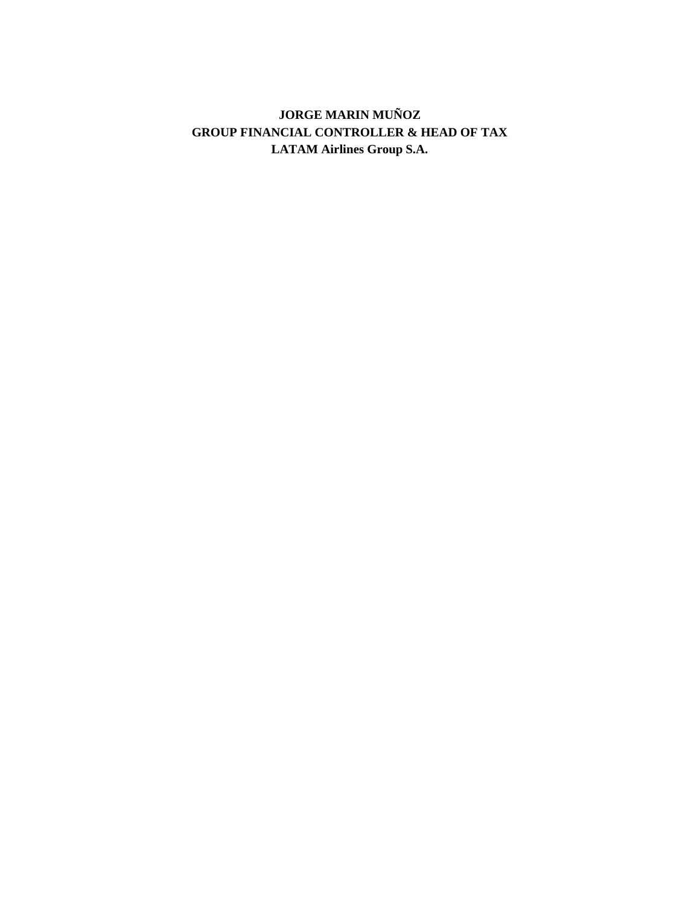**JORGE MARIN MUÑOZ**
**GROUP FINANCIAL CONTROLLER & HEAD OF TAX**
**LATAM Airlines Group S.A.**